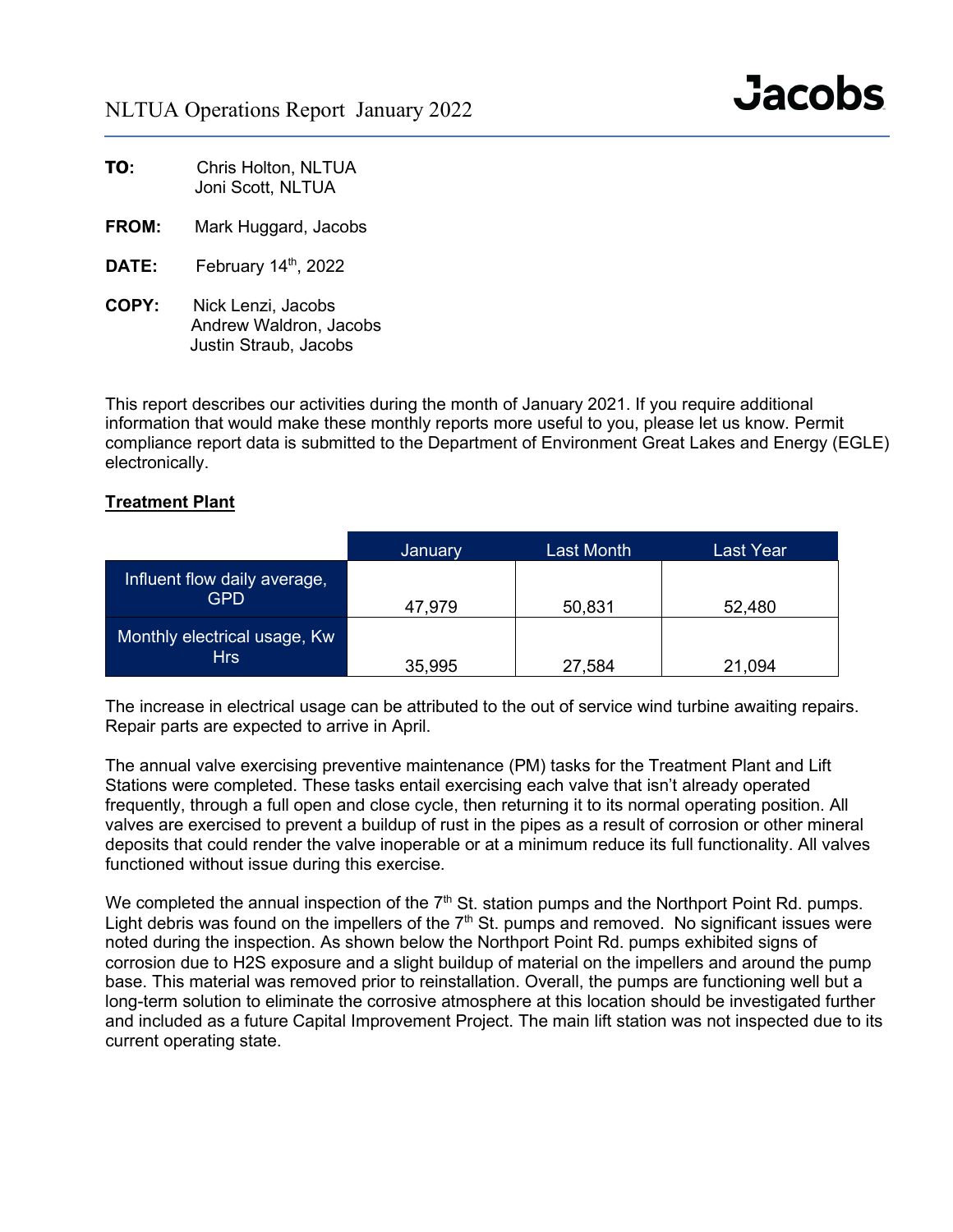# NLTUA Operations Report January 2022

**Jacobs**

**TO:** Chris Holton, NLTUA
Joni Scott, NLTUA

**FROM:** Mark Huggard, Jacobs

**DATE:** February 14th, 2022

**COPY:** Nick Lenzi, Jacobs
Andrew Waldron, Jacobs
Justin Straub, Jacobs

This report describes our activities during the month of January 2021. If you require additional information that would make these monthly reports more useful to you, please let us know. Permit compliance report data is submitted to the Department of Environment Great Lakes and Energy (EGLE) electronically.

## Treatment Plant

| | January | Last Month | Last Year |
|---|---|---|---|
| Influent flow daily average, GPD | 47,979 | 50,831 | 52,480 |
| Monthly electrical usage, Kw Hrs | 35,995 | 27,584 | 21,094 |

The increase in electrical usage can be attributed to the out of service wind turbine awaiting repairs. Repair parts are expected to arrive in April.

The annual valve exercising preventive maintenance (PM) tasks for the Treatment Plant and Lift Stations were completed. These tasks entail exercising each valve that isn't already operated frequently, through a full open and close cycle, then returning it to its normal operating position. All valves are exercised to prevent a buildup of rust in the pipes as a result of corrosion or other mineral deposits that could render the valve inoperable or at a minimum reduce its full functionality. All valves functioned without issue during this exercise.

We completed the annual inspection of the 7th St. station pumps and the Northport Point Rd. pumps. Light debris was found on the impellers of the 7th St. pumps and removed. No significant issues were noted during the inspection. As shown below the Northport Point Rd. pumps exhibited signs of corrosion due to $H_2S$ exposure and a slight buildup of material on the impellers and around the pump base. This material was removed prior to reinstallation. Overall, the pumps are functioning well but a long-term solution to eliminate the corrosive atmosphere at this location should be investigated further and included as a future Capital Improvement Project. The main lift station was not inspected due to its current operating state.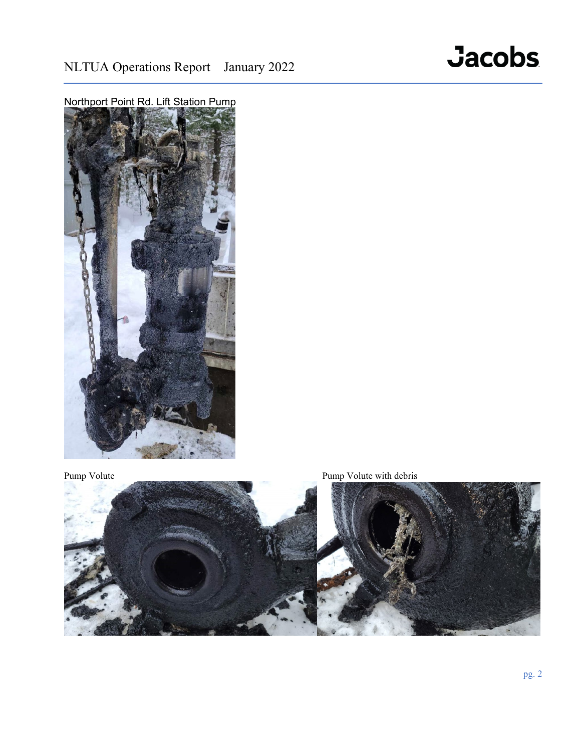Northport Point Rd. Lift Station Pump

Pump Volute

Pump Volute with debris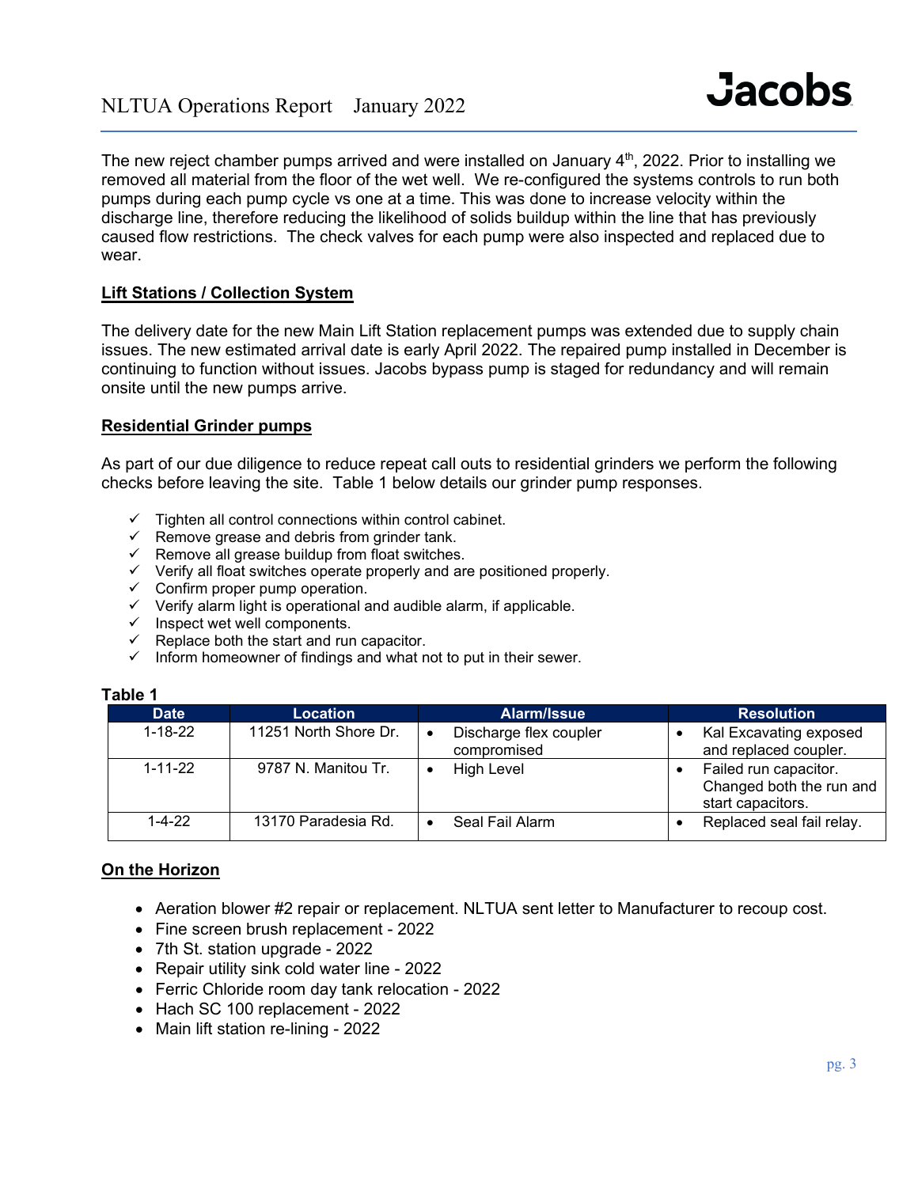The new reject chamber pumps arrived and were installed on January 4th, 2022. Prior to installing we removed all material from the floor of the wet well. We re-configured the systems controls to run both pumps during each pump cycle vs one at a time. This was done to increase velocity within the discharge line, therefore reducing the likelihood of solids buildup within the line that has previously caused flow restrictions. The check valves for each pump were also inspected and replaced due to wear.

## Lift Stations / Collection System

The delivery date for the new Main Lift Station replacement pumps was extended due to supply chain issues. The new estimated arrival date is early April 2022. The repaired pump installed in December is continuing to function without issues. Jacobs bypass pump is staged for redundancy and will remain onsite until the new pumps arrive.

## Residential Grinder pumps

As part of our due diligence to reduce repeat call outs to residential grinders we perform the following checks before leaving the site. Table 1 below details our grinder pump responses.

- ✓ Tighten all control connections within control cabinet.
- ✓ Remove grease and debris from grinder tank.
- ✓ Remove all grease buildup from float switches.
- ✓ Verify all float switches operate properly and are positioned properly.
- ✓ Confirm proper pump operation.
- ✓ Verify alarm light is operational and audible alarm, if applicable.
- ✓ Inspect wet well components.
- ✓ Replace both the start and run capacitor.
- ✓ Inform homeowner of findings and what not to put in their sewer.

**Table 1**

| Date | Location | Alarm/Issue | Resolution |
|---|---|---|---|
| 1-18-22 | 11251 North Shore Dr. | • Discharge flex coupler compromised | • Kal Excavating exposed and replaced coupler. |
| 1-11-22 | 9787 N. Manitou Tr. | • High Level | • Failed run capacitor. Changed both the run and start capacitors. |
| 1-4-22 | 13170 Paradesia Rd. | • Seal Fail Alarm | • Replaced seal fail relay. |

## On the Horizon

- Aeration blower #2 repair or replacement. NLTUA sent letter to Manufacturer to recoup cost.
- Fine screen brush replacement - 2022
- 7th St. station upgrade - 2022
- Repair utility sink cold water line - 2022
- Ferric Chloride room day tank relocation - 2022
- Hach SC 100 replacement - 2022
- Main lift station re-lining - 2022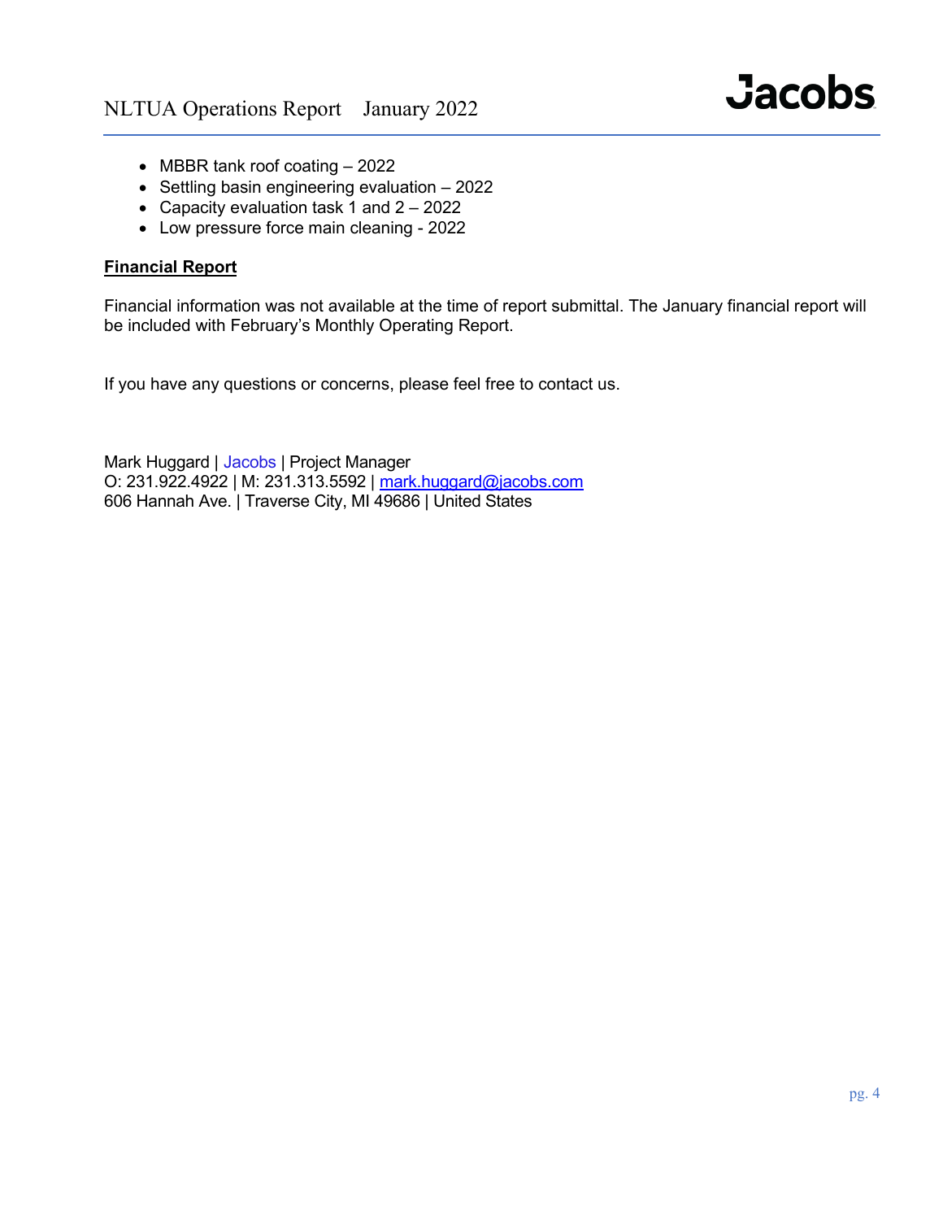- MBBR tank roof coating – 2022
- Settling basin engineering evaluation – 2022
- Capacity evaluation task 1 and 2 – 2022
- Low pressure force main cleaning - 2022

**Financial Report**

Financial information was not available at the time of report submittal. The January financial report will be included with February's Monthly Operating Report.

If you have any questions or concerns, please feel free to contact us.

Mark Huggard | Jacobs | Project Manager
O: 231.922.4922 | M: 231.313.5592 | mark.huggard@jacobs.com
606 Hannah Ave. | Traverse City, MI 49686 | United States